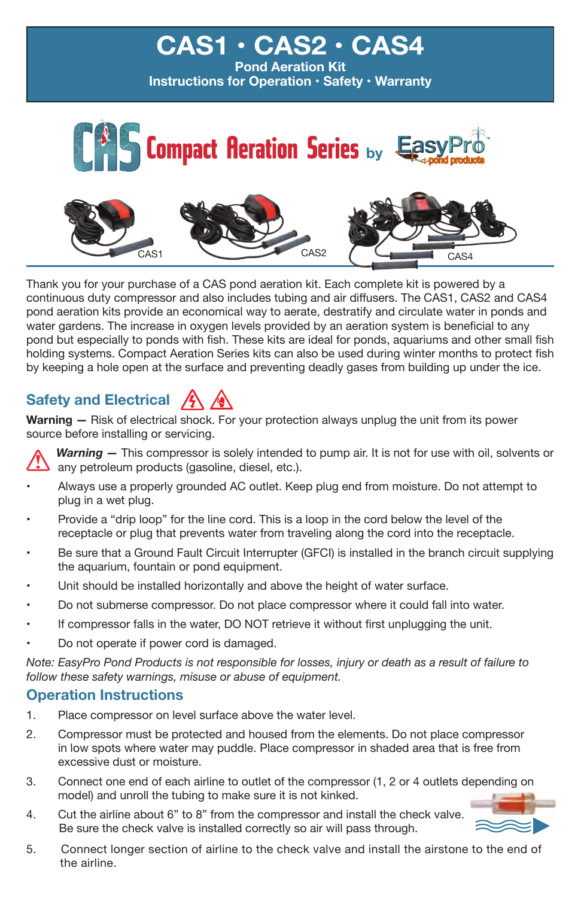# CAS1 • CAS2 • CAS4

**Pond Aeration Kit**

**Instructions for Operation • Safety • Warranty**

CAS Compact Aeration Series by EasyPro pond products

CAS1 CAS2 CAS4

Thank you for your purchase of a CAS pond aeration kit. Each complete kit is powered by a continuous duty compressor and also includes tubing and air diffusers. The CAS1, CAS2 and CAS4 pond aeration kits provide an economical way to aerate, destratify and circulate water in ponds and water gardens. The increase in oxygen levels provided by an aeration system is beneficial to any pond but especially to ponds with fish. These kits are ideal for ponds, aquariums and other small fish holding systems. Compact Aeration Series kits can also be used during winter months to protect fish by keeping a hole open at the surface and preventing deadly gases from building up under the ice.

## Safety and Electrical

**Warning —** Risk of electrical shock. For your protection always unplug the unit from its power source before installing or servicing.

***Warning —*** This compressor is solely intended to pump air. It is not for use with oil, solvents or any petroleum products (gasoline, diesel, etc.).

- Always use a properly grounded AC outlet. Keep plug end from moisture. Do not attempt to plug in a wet plug.
- Provide a "drip loop" for the line cord. This is a loop in the cord below the level of the receptacle or plug that prevents water from traveling along the cord into the receptacle.
- Be sure that a Ground Fault Circuit Interrupter (GFCI) is installed in the branch circuit supplying the aquarium, fountain or pond equipment.
- Unit should be installed horizontally and above the height of water surface.
- Do not submerse compressor. Do not place compressor where it could fall into water.
- If compressor falls in the water, DO NOT retrieve it without first unplugging the unit.
- Do not operate if power cord is damaged.

*Note: EasyPro Pond Products is not responsible for losses, injury or death as a result of failure to follow these safety warnings, misuse or abuse of equipment.*

## Operation Instructions

1. Place compressor on level surface above the water level.
2. Compressor must be protected and housed from the elements. Do not place compressor in low spots where water may puddle. Place compressor in shaded area that is free from excessive dust or moisture.
3. Connect one end of each airline to outlet of the compressor (1, 2 or 4 outlets depending on model) and unroll the tubing to make sure it is not kinked.
4. Cut the airline about 6" to 8" from the compressor and install the check valve. Be sure the check valve is installed correctly so air will pass through.
5. Connect longer section of airline to the check valve and install the airstone to the end of the airline.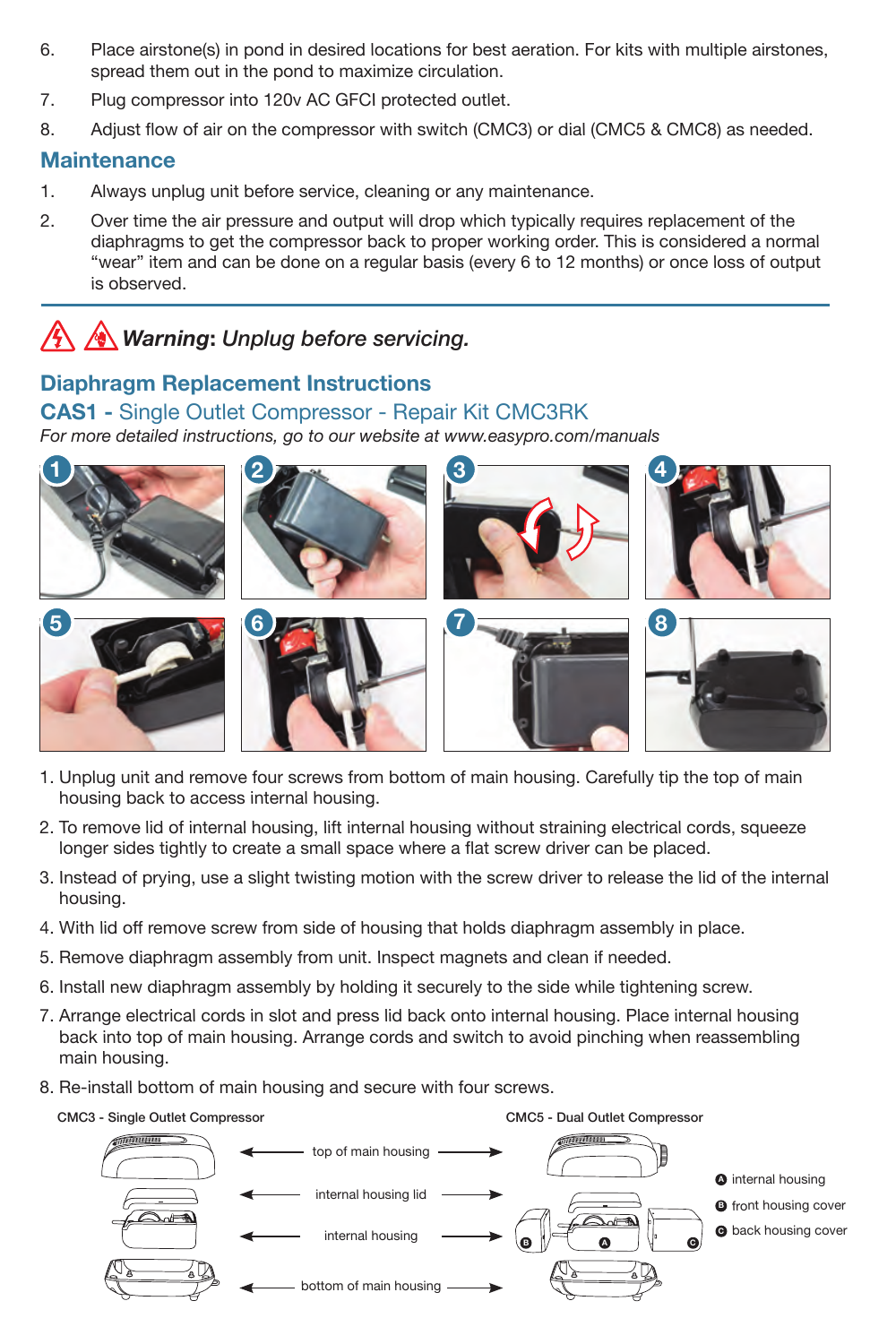6. Place airstone(s) in pond in desired locations for best aeration. For kits with multiple airstones, spread them out in the pond to maximize circulation.
7. Plug compressor into 120v AC GFCI protected outlet.
8. Adjust flow of air on the compressor with switch (CMC3) or dial (CMC5 & CMC8) as needed.

## Maintenance

1. Always unplug unit before service, cleaning or any maintenance.
2. Over time the air pressure and output will drop which typically requires replacement of the diaphragms to get the compressor back to proper working order. This is considered a normal “wear” item and can be done on a regular basis (every 6 to 12 months) or once loss of output is observed.

***Warning**: Unplug before servicing.*

## Diaphragm Replacement Instructions

### CAS1 - Single Outlet Compressor - Repair Kit CMC3RK

*For more detailed instructions, go to our website at www.easypro.com/manuals*

1. Unplug unit and remove four screws from bottom of main housing. Carefully tip the top of main housing back to access internal housing.
2. To remove lid of internal housing, lift internal housing without straining electrical cords, squeeze longer sides tightly to create a small space where a flat screw driver can be placed.
3. Instead of prying, use a slight twisting motion with the screw driver to release the lid of the internal housing.
4. With lid off remove screw from side of housing that holds diaphragm assembly in place.
5. Remove diaphragm assembly from unit. Inspect magnets and clean if needed.
6. Install new diaphragm assembly by holding it securely to the side while tightening screw.
7. Arrange electrical cords in slot and press lid back onto internal housing. Place internal housing back into top of main housing. Arrange cords and switch to avoid pinching when reassembling main housing.
8. Re-install bottom of main housing and secure with four screws.

CMC3 - Single Outlet Compressor

CMC5 - Dual Outlet Compressor

top of main housing

internal housing lid

internal housing

bottom of main housing

A internal housing

B front housing cover

C back housing cover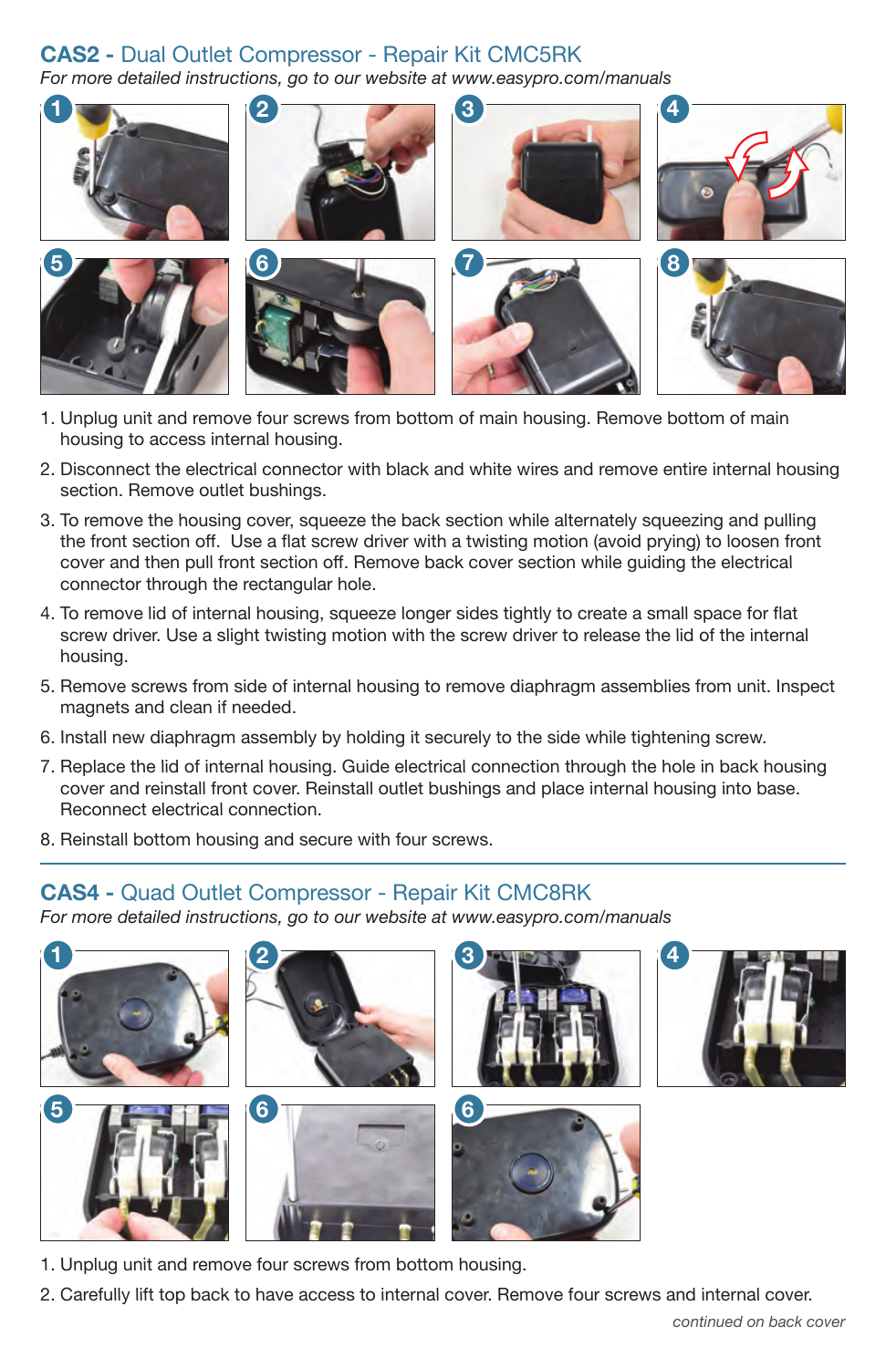## CAS2 - Dual Outlet Compressor - Repair Kit CMC5RK

*For more detailed instructions, go to our website at www.easypro.com/manuals*

1. Unplug unit and remove four screws from bottom of main housing. Remove bottom of main housing to access internal housing.
2. Disconnect the electrical connector with black and white wires and remove entire internal housing section. Remove outlet bushings.
3. To remove the housing cover, squeeze the back section while alternately squeezing and pulling the front section off. Use a flat screw driver with a twisting motion (avoid prying) to loosen front cover and then pull front section off. Remove back cover section while guiding the electrical connector through the rectangular hole.
4. To remove lid of internal housing, squeeze longer sides tightly to create a small space for flat screw driver. Use a slight twisting motion with the screw driver to release the lid of the internal housing.
5. Remove screws from side of internal housing to remove diaphragm assemblies from unit. Inspect magnets and clean if needed.
6. Install new diaphragm assembly by holding it securely to the side while tightening screw.
7. Replace the lid of internal housing. Guide electrical connection through the hole in back housing cover and reinstall front cover. Reinstall outlet bushings and place internal housing into base. Reconnect electrical connection.
8. Reinstall bottom housing and secure with four screws.

## CAS4 - Quad Outlet Compressor - Repair Kit CMC8RK

*For more detailed instructions, go to our website at www.easypro.com/manuals*

1. Unplug unit and remove four screws from bottom housing.
2. Carefully lift top back to have access to internal cover. Remove four screws and internal cover.

*continued on back cover*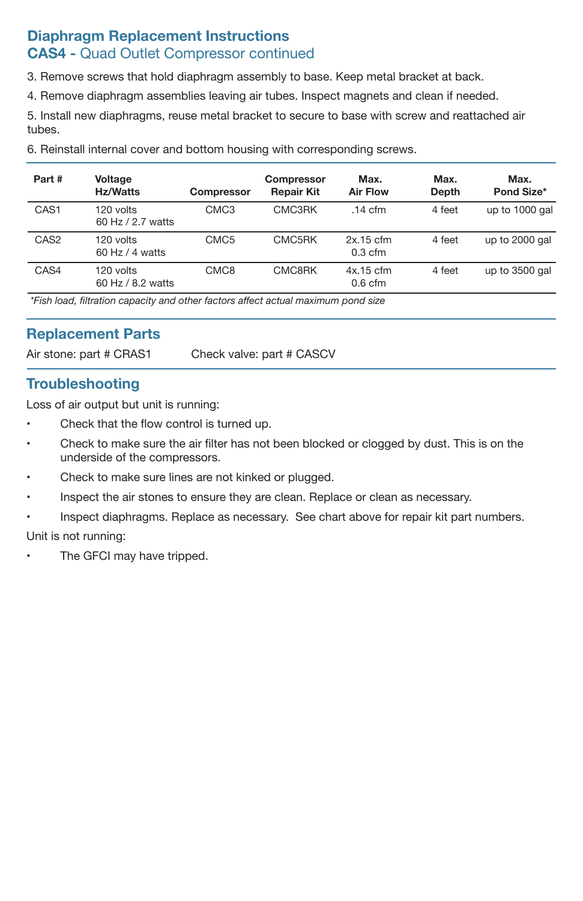## Diaphragm Replacement Instructions
### CAS4 - Quad Outlet Compressor continued

3. Remove screws that hold diaphragm assembly to base. Keep metal bracket at back.
4. Remove diaphragm assemblies leaving air tubes. Inspect magnets and clean if needed.
5. Install new diaphragms, reuse metal bracket to secure to base with screw and reattached air tubes.
6. Reinstall internal cover and bottom housing with corresponding screws.

| Part # | Voltage Hz/Watts | Compressor | Compressor Repair Kit | Max. Air Flow | Max. Depth | Max. Pond Size* |
|---|---|---|---|---|---|---|
| CAS1 | 120 volts 60 Hz / 2.7 watts | CMC3 | CMC3RK | .14 cfm | 4 feet | up to 1000 gal |
| CAS2 | 120 volts 60 Hz / 4 watts | CMC5 | CMC5RK | 2x.15 cfm 0.3 cfm | 4 feet | up to 2000 gal |
| CAS4 | 120 volts 60 Hz / 8.2 watts | CMC8 | CMC8RK | 4x.15 cfm 0.6 cfm | 4 feet | up to 3500 gal |

*Fish load, filtration capacity and other factors affect actual maximum pond size*

## Replacement Parts

Air stone: part # CRAS1 Check valve: part # CASCV

## Troubleshooting

Loss of air output but unit is running:

- Check that the flow control is turned up.
- Check to make sure the air filter has not been blocked or clogged by dust. This is on the underside of the compressors.
- Check to make sure lines are not kinked or plugged.
- Inspect the air stones to ensure they are clean. Replace or clean as necessary.
- Inspect diaphragms. Replace as necessary. See chart above for repair kit part numbers.

Unit is not running:

- The GFCI may have tripped.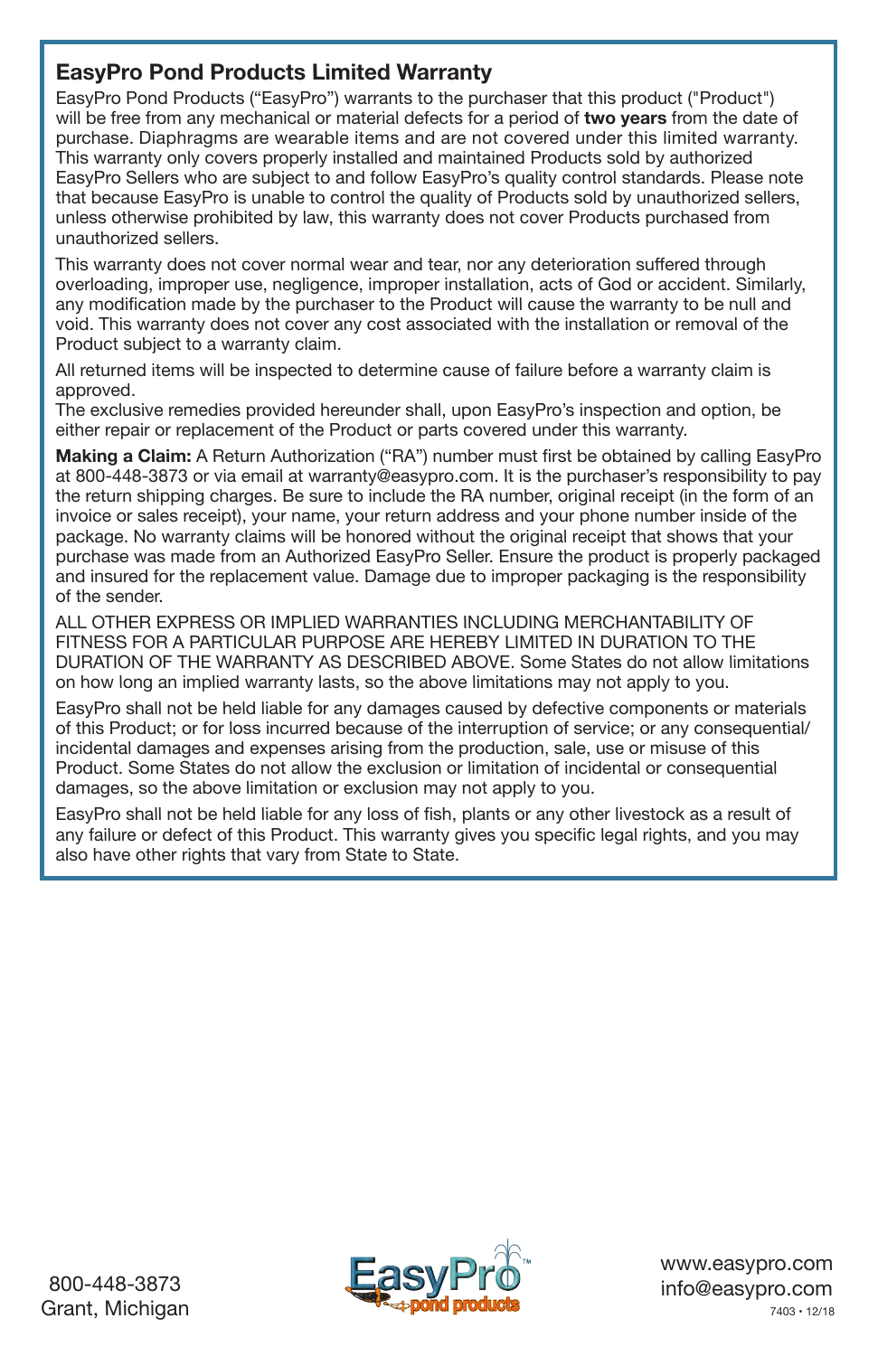## EasyPro Pond Products Limited Warranty

EasyPro Pond Products ("EasyPro") warrants to the purchaser that this product ("Product") will be free from any mechanical or material defects for a period of **two years** from the date of purchase. Diaphragms are wearable items and are not covered under this limited warranty. This warranty only covers properly installed and maintained Products sold by authorized EasyPro Sellers who are subject to and follow EasyPro's quality control standards. Please note that because EasyPro is unable to control the quality of Products sold by unauthorized sellers, unless otherwise prohibited by law, this warranty does not cover Products purchased from unauthorized sellers.

This warranty does not cover normal wear and tear, nor any deterioration suffered through overloading, improper use, negligence, improper installation, acts of God or accident. Similarly, any modification made by the purchaser to the Product will cause the warranty to be null and void. This warranty does not cover any cost associated with the installation or removal of the Product subject to a warranty claim.

All returned items will be inspected to determine cause of failure before a warranty claim is approved.
The exclusive remedies provided hereunder shall, upon EasyPro's inspection and option, be either repair or replacement of the Product or parts covered under this warranty.

**Making a Claim:** A Return Authorization ("RA") number must first be obtained by calling EasyPro at 800-448-3873 or via email at warranty@easypro.com. It is the purchaser's responsibility to pay the return shipping charges. Be sure to include the RA number, original receipt (in the form of an invoice or sales receipt), your name, your return address and your phone number inside of the package. No warranty claims will be honored without the original receipt that shows that your purchase was made from an Authorized EasyPro Seller. Ensure the product is properly packaged and insured for the replacement value. Damage due to improper packaging is the responsibility of the sender.

ALL OTHER EXPRESS OR IMPLIED WARRANTIES INCLUDING MERCHANTABILITY OF FITNESS FOR A PARTICULAR PURPOSE ARE HEREBY LIMITED IN DURATION TO THE DURATION OF THE WARRANTY AS DESCRIBED ABOVE. Some States do not allow limitations on how long an implied warranty lasts, so the above limitations may not apply to you.

EasyPro shall not be held liable for any damages caused by defective components or materials of this Product; or for loss incurred because of the interruption of service; or any consequential/ incidental damages and expenses arising from the production, sale, use or misuse of this Product. Some States do not allow the exclusion or limitation of incidental or consequential damages, so the above limitation or exclusion may not apply to you.

EasyPro shall not be held liable for any loss of fish, plants or any other livestock as a result of any failure or defect of this Product. This warranty gives you specific legal rights, and you may also have other rights that vary from State to State.

800-448-3873
Grant, Michigan

EasyPro™ pond products

www.easypro.com
info@easypro.com
7403 • 12/18